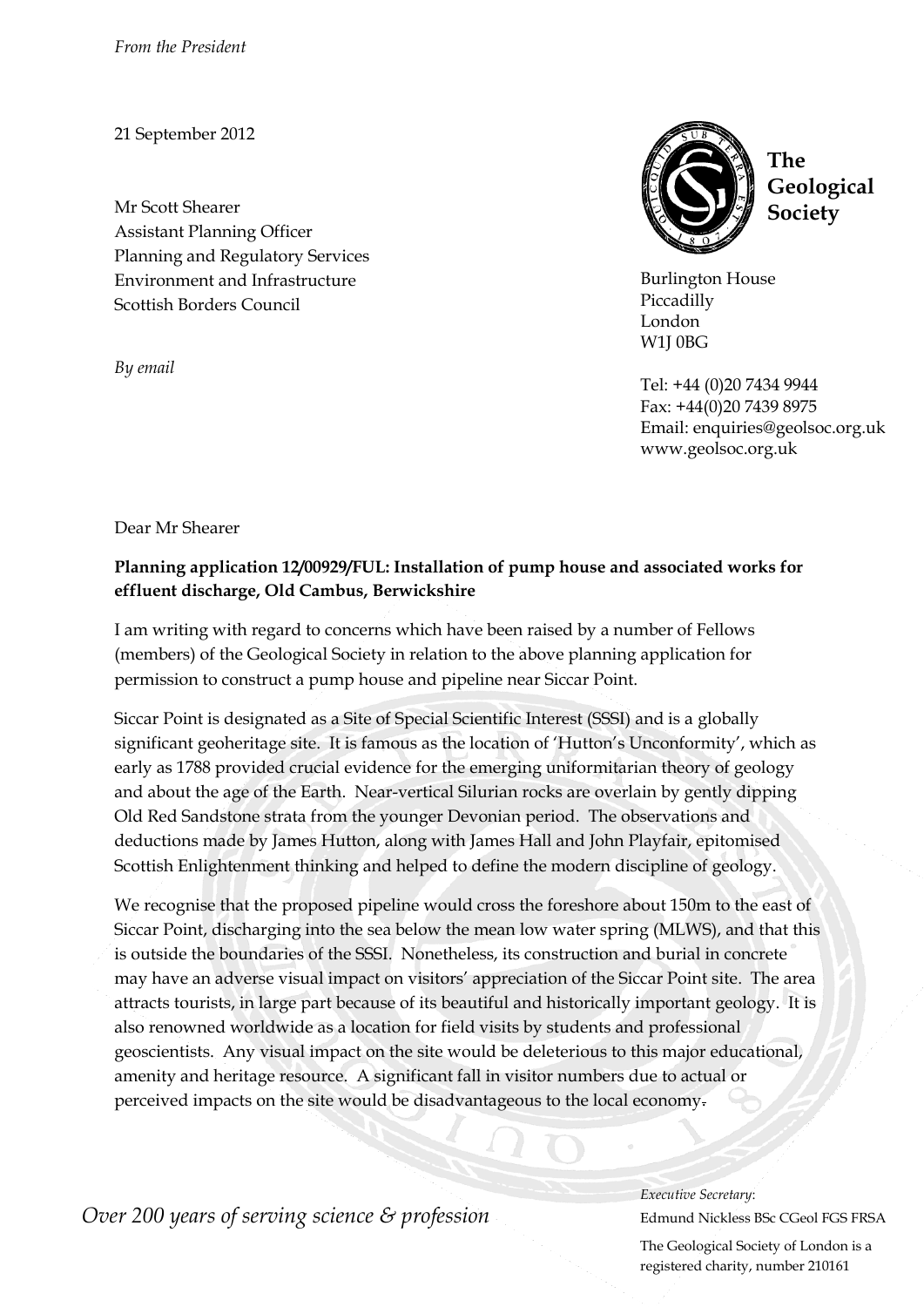*From the President*

21 September 2012

Mr Scott Shearer
Assistant Planning Officer
Planning and Regulatory Services
Environment and Infrastructure
Scottish Borders Council

*By email*

**The Geological Society**

Burlington House
Piccadilly
London
W1J 0BG

Tel: +44 (0)20 7434 9944
Fax: +44(0)20 7439 8975
Email: enquiries@geolsoc.org.uk
www.geolsoc.org.uk

Dear Mr Shearer

**Planning application 12/00929/FUL: Installation of pump house and associated works for effluent discharge, Old Cambus, Berwickshire**

I am writing with regard to concerns which have been raised by a number of Fellows (members) of the Geological Society in relation to the above planning application for permission to construct a pump house and pipeline near Siccar Point.

Siccar Point is designated as a Site of Special Scientific Interest (SSSI) and is a globally significant geoheritage site. It is famous as the location of 'Hutton's Unconformity', which as early as 1788 provided crucial evidence for the emerging uniformitarian theory of geology and about the age of the Earth. Near-vertical Silurian rocks are overlain by gently dipping Old Red Sandstone strata from the younger Devonian period. The observations and deductions made by James Hutton, along with James Hall and John Playfair, epitomised Scottish Enlightenment thinking and helped to define the modern discipline of geology.

We recognise that the proposed pipeline would cross the foreshore about 150m to the east of Siccar Point, discharging into the sea below the mean low water spring (MLWS), and that this is outside the boundaries of the SSSI. Nonetheless, its construction and burial in concrete may have an adverse visual impact on visitors' appreciation of the Siccar Point site. The area attracts tourists, in large part because of its beautiful and historically important geology. It is also renowned worldwide as a location for field visits by students and professional geoscientists. Any visual impact on the site would be deleterious to this major educational, amenity and heritage resource. A significant fall in visitor numbers due to actual or perceived impacts on the site would be disadvantageous to the local economy.

*Over 200 years of serving science & profession*

*Executive Secretary:*
Edmund Nickless BSc CGeol FGS FRSA

The Geological Society of London is a registered charity, number 210161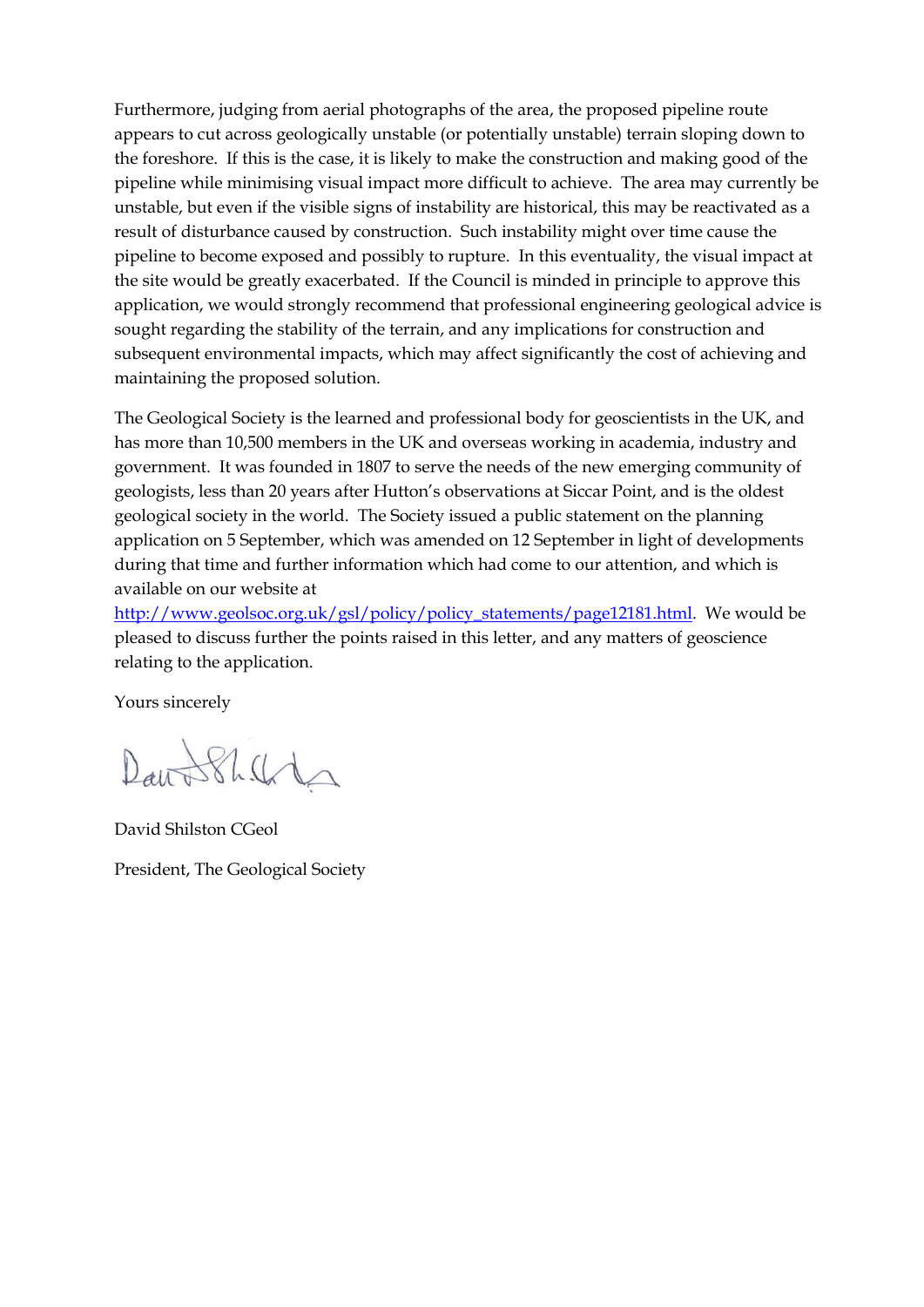Furthermore, judging from aerial photographs of the area, the proposed pipeline route appears to cut across geologically unstable (or potentially unstable) terrain sloping down to the foreshore. If this is the case, it is likely to make the construction and making good of the pipeline while minimising visual impact more difficult to achieve. The area may currently be unstable, but even if the visible signs of instability are historical, this may be reactivated as a result of disturbance caused by construction. Such instability might over time cause the pipeline to become exposed and possibly to rupture. In this eventuality, the visual impact at the site would be greatly exacerbated. If the Council is minded in principle to approve this application, we would strongly recommend that professional engineering geological advice is sought regarding the stability of the terrain, and any implications for construction and subsequent environmental impacts, which may affect significantly the cost of achieving and maintaining the proposed solution.

The Geological Society is the learned and professional body for geoscientists in the UK, and has more than 10,500 members in the UK and overseas working in academia, industry and government. It was founded in 1807 to serve the needs of the new emerging community of geologists, less than 20 years after Hutton's observations at Siccar Point, and is the oldest geological society in the world. The Society issued a public statement on the planning application on 5 September, which was amended on 12 September in light of developments during that time and further information which had come to our attention, and which is available on our website at [http://www.geolsoc.org.uk/gsl/policy/policy_statements/page12181.html](http://www.geolsoc.org.uk/gsl/policy/policy_statements/page12181.html). We would be pleased to discuss further the points raised in this letter, and any matters of geoscience relating to the application.

Yours sincerely

David Shilston CGeol

President, The Geological Society